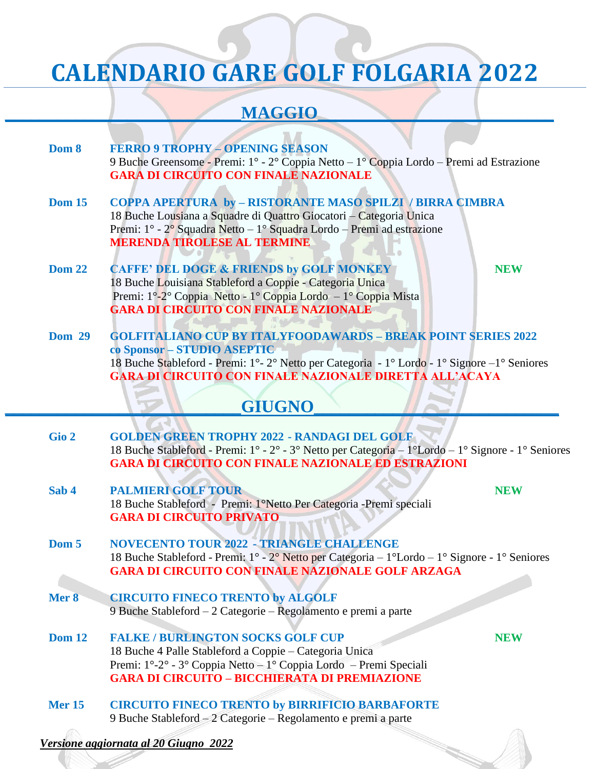# CALENDARIO GARE GOLF FOLGARIA 2022

## MAGGIO

**Dom 8** **FERRO 9 TROPHY – OPENING SEASON**
9 Buche Greensome - Premi: 1° - 2° Coppia Netto – 1° Coppia Lordo – Premi ad Estrazione
**GARA DI CIRCUITO CON FINALE NAZIONALE**

**Dom 15** **COPPA APERTURA by – RISTORANTE MASO SPILZI / BIRRA CIMBRA**
18 Buche Lousiana a Squadre di Quattro Giocatori – Categoria Unica
Premi: 1° - 2° Squadra Netto – 1° Squadra Lordo – Premi ad estrazione
**MERENDA TIROLESE AL TERMINE**

**Dom 22** **CAFFE' DEL DOGE & FRIENDS by GOLF MONKEY** **NEW**
18 Buche Louisiana Stableford a Coppie - Categoria Unica
Premi: 1°-2° Coppia Netto - 1° Coppia Lordo – 1° Coppia Mista
**GARA DI CIRCUITO CON FINALE NAZIONALE**

**Dom 29** **GOLFITALIANO CUP BY ITALYFOODAWARDS – BREAK POINT SERIES 2022**
**co Sponsor – STUDIO ASEPTIC**
18 Buche Stableford - Premi: 1°- 2° Netto per Categoria - 1° Lordo - 1° Signore –1° Seniores
**GARA DI CIRCUITO CON FINALE NAZIONALE DIRETTA ALL'ACAYA**

## GIUGNO

**Gio 2** **GOLDEN GREEN TROPHY 2022 - RANDAGI DEL GOLF**
18 Buche Stableford - Premi: 1° - 2° - 3° Netto per Categoria – 1°Lordo – 1° Signore - 1° Seniores
**GARA DI CIRCUITO CON FINALE NAZIONALE ED ESTRAZIONI**

**Sab 4** **PALMIERI GOLF TOUR** **NEW**
18 Buche Stableford - Premi: 1°Netto Per Categoria -Premi speciali
**GARA DI CIRCUITO PRIVATO**

**Dom 5** **NOVECENTO TOUR 2022 - TRIANGLE CHALLENGE**
18 Buche Stableford - Premi: 1° - 2° Netto per Categoria – 1°Lordo – 1° Signore - 1° Seniores
**GARA DI CIRCUITO CON FINALE NAZIONALE GOLF ARZAGA**

**Mer 8** **CIRCUITO FINECO TRENTO by ALGOLF**
9 Buche Stableford – 2 Categorie – Regolamento e premi a parte

**Dom 12** **FALKE / BURLINGTON SOCKS GOLF CUP** **NEW**
18 Buche 4 Palle Stableford a Coppie – Categoria Unica
Premi: 1°-2° - 3° Coppia Netto – 1° Coppia Lordo – Premi Speciali
**GARA DI CIRCUITO – BICCHIERATA DI PREMIAZIONE**

**Mer 15** **CIRCUITO FINECO TRENTO by BIRRIFICIO BARBAFORTE**
9 Buche Stableford – 2 Categorie – Regolamento e premi a parte

***Versione aggiornata al 20 Giugno 2022***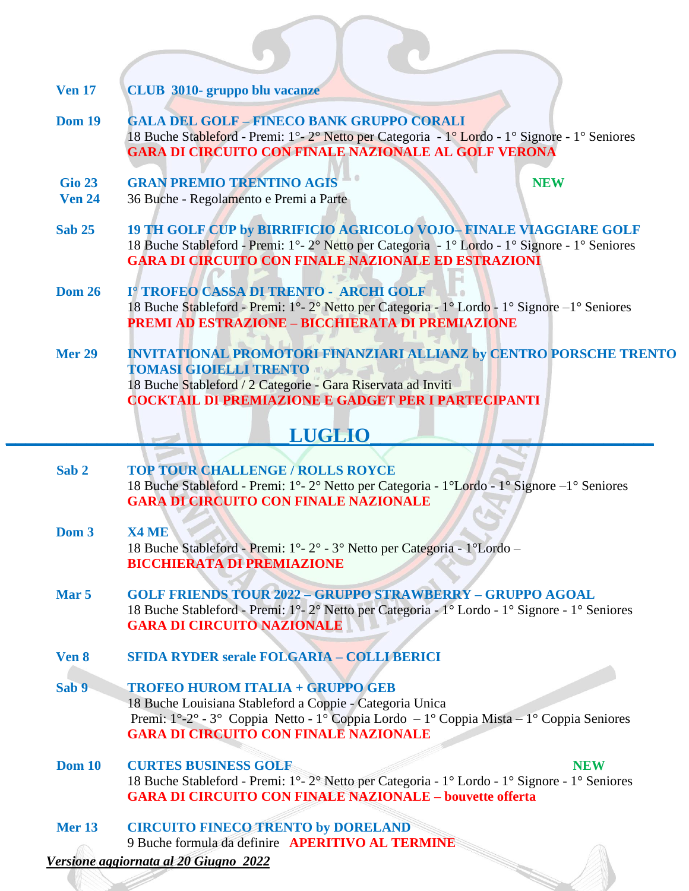**Ven 17** **CLUB 3010- gruppo blu vacanze**

**Dom 19** **GALA DEL GOLF – FINECO BANK GRUPPO CORALI**
18 Buche Stableford - Premi: 1°- 2° Netto per Categoria - 1° Lordo - 1° Signore - 1° Seniores
**GARA DI CIRCUITO CON FINALE NAZIONALE AL GOLF VERONA**

**Gio 23**
**Ven 24** **GRAN PREMIO TRENTINO AGIS** **NEW**
36 Buche - Regolamento e Premi a Parte

**Sab 25** **19 TH GOLF CUP by BIRRIFICIO AGRICOLO VOJO– FINALE VIAGGIARE GOLF**
18 Buche Stableford - Premi: 1°- 2° Netto per Categoria - 1° Lordo - 1° Signore - 1° Seniores
**GARA DI CIRCUITO CON FINALE NAZIONALE ED ESTRAZIONI**

**Dom 26** **I° TROFEO CASSA DI TRENTO - ARCHI GOLF**
18 Buche Stableford - Premi: 1°- 2° Netto per Categoria - 1° Lordo - 1° Signore –1° Seniores
**PREMI AD ESTRAZIONE – BICCHIERATA DI PREMIAZIONE**

**Mer 29** **INVITATIONAL PROMOTORI FINANZIARI ALLIANZ by CENTRO PORSCHE TRENTO TOMASI GIOIELLI TRENTO**
18 Buche Stableford / 2 Categorie - Gara Riservata ad Inviti
**COCKTAIL DI PREMIAZIONE E GADGET PER I PARTECIPANTI**

## LUGLIO

**Sab 2** **TOP TOUR CHALLENGE / ROLLS ROYCE**
18 Buche Stableford - Premi: 1°- 2° Netto per Categoria - 1°Lordo - 1° Signore –1° Seniores
**GARA DI CIRCUITO CON FINALE NAZIONALE**

**Dom 3** **X4 ME**
18 Buche Stableford - Premi: 1°- 2° - 3° Netto per Categoria - 1°Lordo –
**BICCHIERATA DI PREMIAZIONE**

**Mar 5** **GOLF FRIENDS TOUR 2022 – GRUPPO STRAWBERRY – GRUPPO AGOAL**
18 Buche Stableford - Premi: 1°- 2° Netto per Categoria - 1° Lordo - 1° Signore - 1° Seniores
**GARA DI CIRCUITO NAZIONALE**

**Ven 8** **SFIDA RYDER serale FOLGARIA – COLLI BERICI**

**Sab 9** **TROFEO HUROM ITALIA + GRUPPO GEB**
18 Buche Louisiana Stableford a Coppie - Categoria Unica
Premi: 1°-2° - 3° Coppia Netto - 1° Coppia Lordo – 1° Coppia Mista – 1° Coppia Seniores
**GARA DI CIRCUITO CON FINALE NAZIONALE**

**Dom 10** **CURTES BUSINESS GOLF** **NEW**
18 Buche Stableford - Premi: 1°- 2° Netto per Categoria - 1° Lordo - 1° Signore - 1° Seniores
**GARA DI CIRCUITO CON FINALE NAZIONALE – bouvette offerta**

**Mer 13** **CIRCUITO FINECO TRENTO by DORELAND**
9 Buche formula da definire **APERITIVO AL TERMINE**

***Versione aggiornata al 20 Giugno 2022***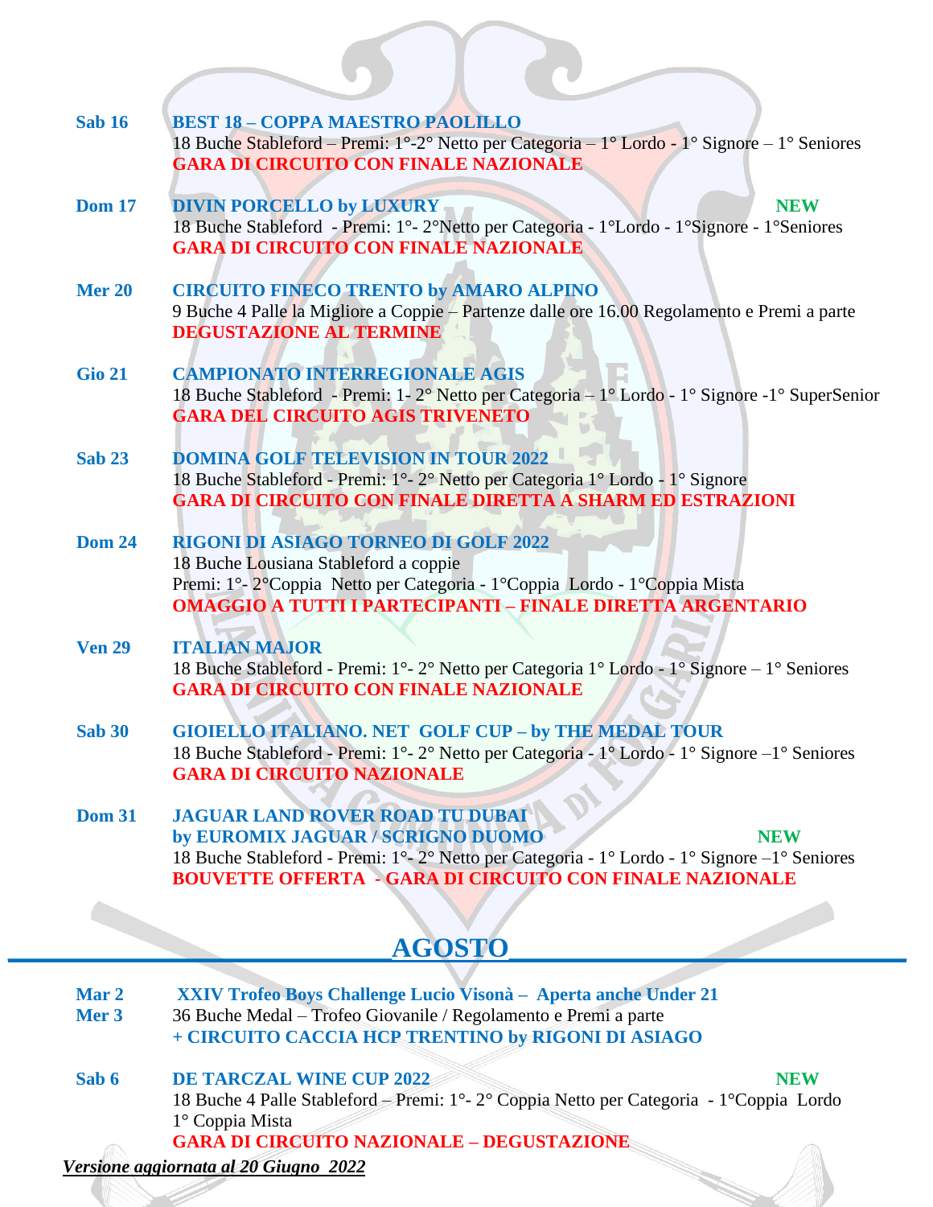**Sab 16** **BEST 18 – COPPA MAESTRO PAOLILLO**
18 Buche Stableford – Premi: 1°-2° Netto per Categoria – 1° Lordo - 1° Signore – 1° Seniores
**GARA DI CIRCUITO CON FINALE NAZIONALE**

**Dom 17** **DIVIN PORCELLO by LUXURY** **NEW**
18 Buche Stableford - Premi: 1°- 2°Netto per Categoria - 1°Lordo - 1°Signore - 1°Seniores
**GARA DI CIRCUITO CON FINALE NAZIONALE**

**Mer 20** **CIRCUITO FINECO TRENTO by AMARO ALPINO**
9 Buche 4 Palle la Migliore a Coppie – Partenze dalle ore 16.00 Regolamento e Premi a parte
**DEGUSTAZIONE AL TERMINE**

**Gio 21** **CAMPIONATO INTERREGIONALE AGIS**
18 Buche Stableford - Premi: 1- 2° Netto per Categoria – 1° Lordo - 1° Signore -1° SuperSenior
**GARA DEL CIRCUITO AGIS TRIVENETO**

**Sab 23** **DOMINA GOLF TELEVISION IN TOUR 2022**
18 Buche Stableford - Premi: 1°- 2° Netto per Categoria 1° Lordo - 1° Signore
**GARA DI CIRCUITO CON FINALE DIRETTA A SHARM ED ESTRAZIONI**

**Dom 24** **RIGONI DI ASIAGO TORNEO DI GOLF 2022**
18 Buche Lousiana Stableford a coppie
Premi: 1°- 2°Coppia Netto per Categoria - 1°Coppia Lordo - 1°Coppia Mista
**OMAGGIO A TUTTI I PARTECIPANTI – FINALE DIRETTA ARGENTARIO**

**Ven 29** **ITALIAN MAJOR**
18 Buche Stableford - Premi: 1°- 2° Netto per Categoria 1° Lordo - 1° Signore – 1° Seniores
**GARA DI CIRCUITO CON FINALE NAZIONALE**

**Sab 30** **GIOIELLO ITALIANO. NET GOLF CUP – by THE MEDAL TOUR**
18 Buche Stableford - Premi: 1°- 2° Netto per Categoria - 1° Lordo - 1° Signore –1° Seniores
**GARA DI CIRCUITO NAZIONALE**

**Dom 31** **JAGUAR LAND ROVER ROAD TU DUBAI**
**by EUROMIX JAGUAR / SCRIGNO DUOMO** **NEW**
18 Buche Stableford - Premi: 1°- 2° Netto per Categoria - 1° Lordo - 1° Signore –1° Seniores
**BOUVETTE OFFERTA - GARA DI CIRCUITO CON FINALE NAZIONALE**

## AGOSTO

**Mar 2**
**Mer 3** **XXIV Trofeo Boys Challenge Lucio Visonà – Aperta anche Under 21**
36 Buche Medal – Trofeo Giovanile / Regolamento e Premi a parte
**+ CIRCUITO CACCIA HCP TRENTINO by RIGONI DI ASIAGO**

**Sab 6** **DE TARCZAL WINE CUP 2022** **NEW**
18 Buche 4 Palle Stableford – Premi: 1°- 2° Coppia Netto per Categoria - 1°Coppia Lordo
1° Coppia Mista
**GARA DI CIRCUITO NAZIONALE – DEGUSTAZIONE**

***Versione aggiornata al 20 Giugno 2022***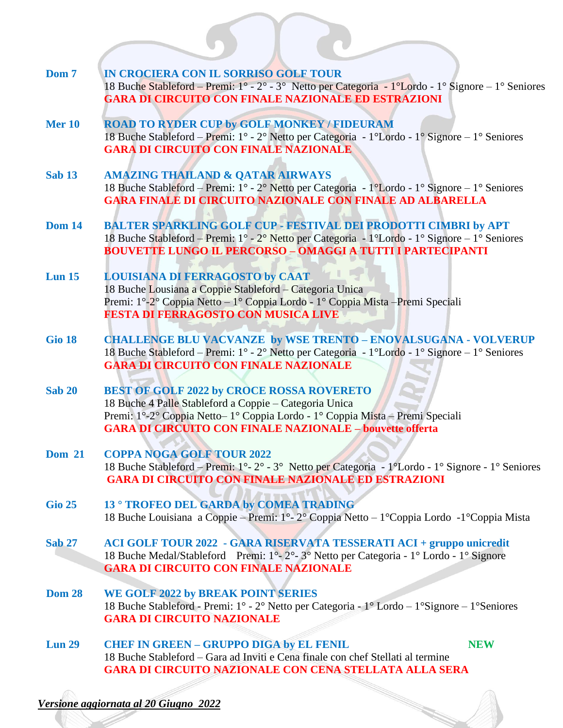**Dom 7** **IN CROCIERA CON IL SORRISO GOLF TOUR**
18 Buche Stableford – Premi: 1° - 2° - 3° Netto per Categoria - 1°Lordo - 1° Signore – 1° Seniores
**GARA DI CIRCUITO CON FINALE NAZIONALE ED ESTRAZIONI**

**Mer 10** **ROAD TO RYDER CUP by GOLF MONKEY / FIDEURAM**
18 Buche Stableford – Premi: 1° - 2° Netto per Categoria - 1°Lordo - 1° Signore – 1° Seniores
**GARA DI CIRCUITO CON FINALE NAZIONALE**

**Sab 13** **AMAZING THAILAND & QATAR AIRWAYS**
18 Buche Stableford – Premi: 1° - 2° Netto per Categoria - 1°Lordo - 1° Signore – 1° Seniores
**GARA FINALE DI CIRCUITO NAZIONALE CON FINALE AD ALBARELLA**

**Dom 14** **BALTER SPARKLING GOLF CUP - FESTIVAL DEI PRODOTTI CIMBRI by APT**
18 Buche Stableford – Premi: 1° - 2° Netto per Categoria - 1°Lordo - 1° Signore – 1° Seniores
**BOUVETTE LUNGO IL PERCORSO – OMAGGI A TUTTI I PARTECIPANTI**

**Lun 15** **LOUISIANA DI FERRAGOSTO by CAAT**
18 Buche Lousiana a Coppie Stableford – Categoria Unica
Premi: 1°-2° Coppia Netto – 1° Coppia Lordo - 1° Coppia Mista –Premi Speciali
**FESTA DI FERRAGOSTO CON MUSICA LIVE**

**Gio 18** **CHALLENGE BLU VACVANZE by WSE TRENTO – ENOVALSUGANA - VOLVERUP**
18 Buche Stableford – Premi: 1° - 2° Netto per Categoria - 1°Lordo - 1° Signore – 1° Seniores
**GARA DI CIRCUITO CON FINALE NAZIONALE**

**Sab 20** **BEST OF GOLF 2022 by CROCE ROSSA ROVERETO**
18 Buche 4 Palle Stableford a Coppie – Categoria Unica
Premi: 1°-2° Coppia Netto– 1° Coppia Lordo - 1° Coppia Mista – Premi Speciali
**GARA DI CIRCUITO CON FINALE NAZIONALE – bouvette offerta**

**Dom 21** **COPPA NOGA GOLF TOUR 2022**
18 Buche Stableford – Premi: 1°- 2° - 3° Netto per Categoria - 1°Lordo - 1° Signore - 1° Seniores
**GARA DI CIRCUITO CON FINALE NAZIONALE ED ESTRAZIONI**

**Gio 25** **13 ° TROFEO DEL GARDA by COMEA TRADING**
18 Buche Louisiana a Coppie – Premi: 1°- 2° Coppia Netto – 1°Coppia Lordo -1°Coppia Mista

**Sab 27** **ACI GOLF TOUR 2022 - GARA RISERVATA TESSERATI ACI + gruppo unicredit**
18 Buche Medal/Stableford Premi: 1°- 2°- 3° Netto per Categoria - 1° Lordo - 1° Signore
**GARA DI CIRCUITO CON FINALE NAZIONALE**

**Dom 28** **WE GOLF 2022 by BREAK POINT SERIES**
18 Buche Stableford - Premi: 1° - 2° Netto per Categoria - 1° Lordo – 1°Signore – 1°Seniores
**GARA DI CIRCUITO NAZIONALE**

**Lun 29** **CHEF IN GREEN – GRUPPO DIGA by EL FENIL** **NEW**
18 Buche Stableford – Gara ad Inviti e Cena finale con chef Stellati al termine
**GARA DI CIRCUITO NAZIONALE CON CENA STELLATA ALLA SERA**

***Versione aggiornata al 20 Giugno 2022***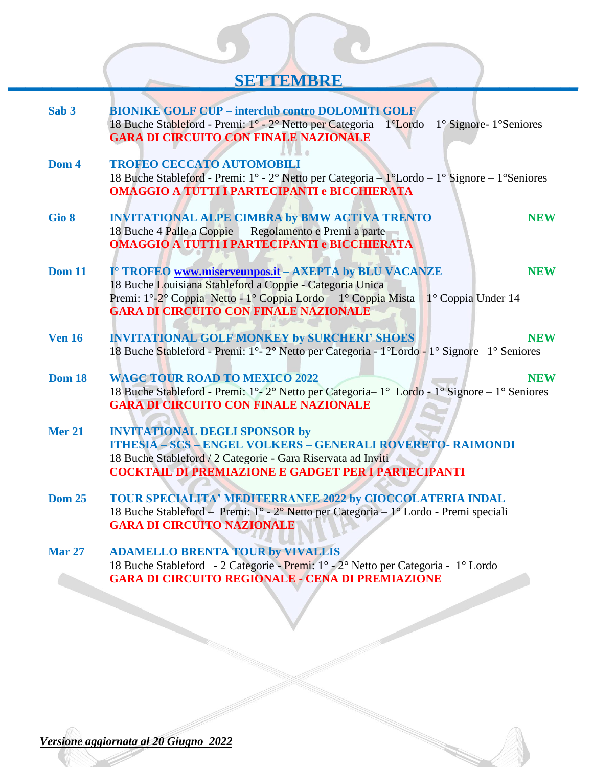# SETTEMBRE

**Sab 3** **BIONIKE GOLF CUP – interclub contro DOLOMITI GOLF**
18 Buche Stableford - Premi: 1° - 2° Netto per Categoria – 1°Lordo – 1° Signore- 1°Seniores
**GARA DI CIRCUITO CON FINALE NAZIONALE**

**Dom 4** **TROFEO CECCATO AUTOMOBILI**
18 Buche Stableford - Premi: 1° - 2° Netto per Categoria – 1°Lordo – 1° Signore – 1°Seniores
**OMAGGIO A TUTTI I PARTECIPANTI e BICCHIERATA**

**Gio 8** **INVITATIONAL ALPE CIMBRA by BMW ACTIVA TRENTO** **NEW**
18 Buche 4 Palle a Coppie – Regolamento e Premi a parte
**OMAGGIO A TUTTI I PARTECIPANTI e BICCHIERATA**

**Dom 11** **I° TROFEO www.miserveunpos.it – AXEPTA by BLU VACANZE** **NEW**
18 Buche Louisiana Stableford a Coppie - Categoria Unica
Premi: 1°-2° Coppia Netto - 1° Coppia Lordo – 1° Coppia Mista – 1° Coppia Under 14
**GARA DI CIRCUITO CON FINALE NAZIONALE**

**Ven 16** **INVITATIONAL GOLF MONKEY by SURCHERI' SHOES** **NEW**
18 Buche Stableford - Premi: 1°- 2° Netto per Categoria - 1°Lordo - 1° Signore –1° Seniores

**Dom 18** **WAGC TOUR ROAD TO MEXICO 2022** **NEW**
18 Buche Stableford - Premi: 1°- 2° Netto per Categoria– 1° Lordo - 1° Signore – 1° Seniores
**GARA DI CIRCUITO CON FINALE NAZIONALE**

**Mer 21** **INVITATIONAL DEGLI SPONSOR by**
**ITHESIA – SCS – ENGEL VOLKERS – GENERALI ROVERETO- RAIMONDI**
18 Buche Stableford / 2 Categorie - Gara Riservata ad Inviti
**COCKTAIL DI PREMIAZIONE E GADGET PER I PARTECIPANTI**

**Dom 25** **TOUR SPECIALITA' MEDITERRANEE 2022 by CIOCCOLATERIA INDAL**
18 Buche Stableford – Premi: 1° - 2° Netto per Categoria – 1° Lordo - Premi speciali
**GARA DI CIRCUITO NAZIONALE**

**Mar 27** **ADAMELLO BRENTA TOUR by VIVALLIS**
18 Buche Stableford - 2 Categorie - Premi: 1° - 2° Netto per Categoria - 1° Lordo
**GARA DI CIRCUITO REGIONALE - CENA DI PREMIAZIONE**

***Versione aggiornata al 20 Giugno 2022***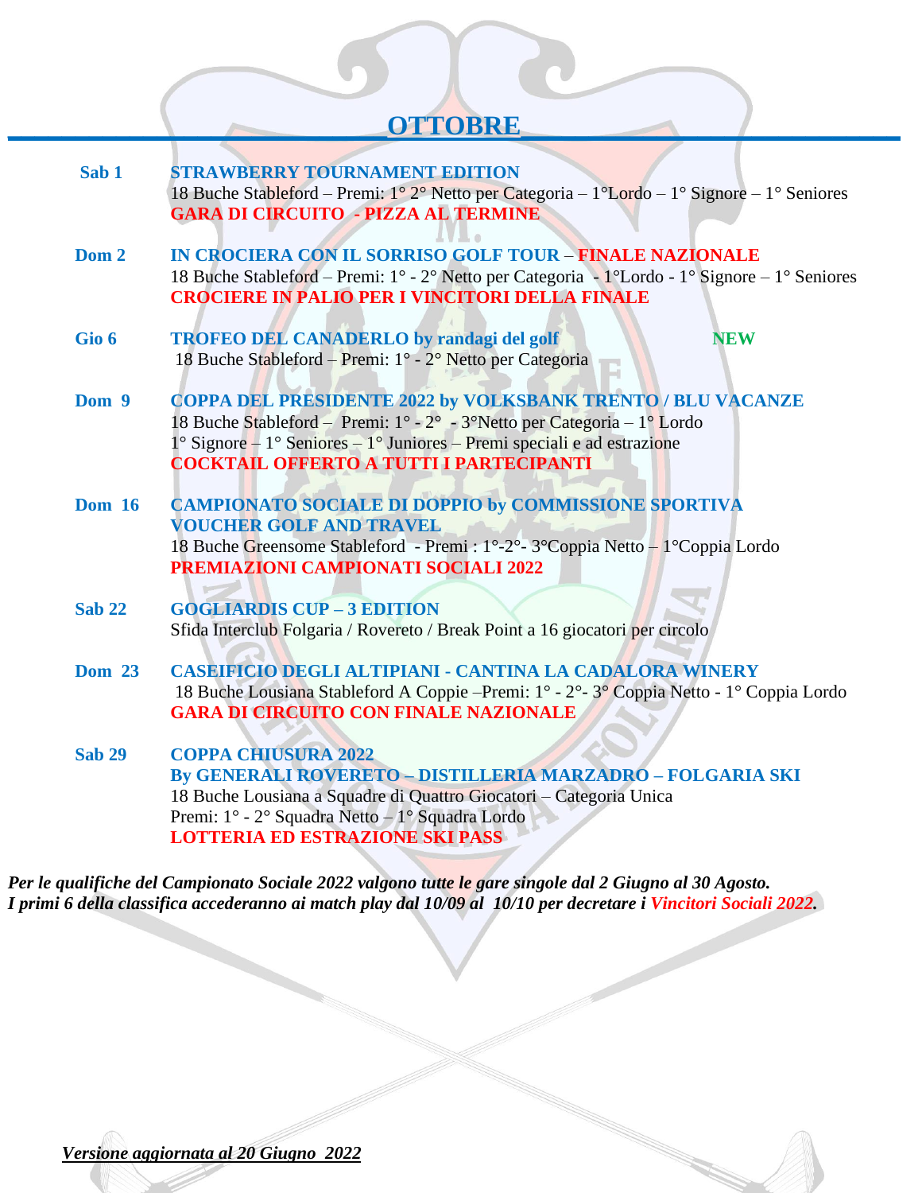# OTTOBRE

**Sab 1** **STRAWBERRY TOURNAMENT EDITION**
18 Buche Stableford – Premi: 1° 2° Netto per Categoria – 1°Lordo – 1° Signore – 1° Seniores
**GARA DI CIRCUITO - PIZZA AL TERMINE**

**Dom 2** **IN CROCIERA CON IL SORRISO GOLF TOUR – FINALE NAZIONALE**
18 Buche Stableford – Premi: 1° - 2° Netto per Categoria - 1°Lordo - 1° Signore – 1° Seniores
**CROCIERE IN PALIO PER I VINCITORI DELLA FINALE**

**Gio 6** **TROFEO DEL CANADERLO by randagi del golf** **NEW**
18 Buche Stableford – Premi: 1° - 2° Netto per Categoria

**Dom 9** **COPPA DEL PRESIDENTE 2022 by VOLKSBANK TRENTO / BLU VACANZE**
18 Buche Stableford – Premi: 1° - 2° - 3°Netto per Categoria – 1° Lordo
1° Signore – 1° Seniores – 1° Juniores – Premi speciali e ad estrazione
**COCKTAIL OFFERTO A TUTTI I PARTECIPANTI**

**Dom 16** **CAMPIONATO SOCIALE DI DOPPIO by COMMISSIONE SPORTIVA VOUCHER GOLF AND TRAVEL**
18 Buche Greensome Stableford - Premi : 1°-2°- 3°Coppia Netto – 1°Coppia Lordo
**PREMIAZIONI CAMPIONATI SOCIALI 2022**

**Sab 22** **GOGLIARDIS CUP – 3 EDITION**
Sfida Interclub Folgaria / Rovereto / Break Point a 16 giocatori per circolo

**Dom 23** **CASEIFICIO DEGLI ALTIPIANI - CANTINA LA CADALORA WINERY**
18 Buche Lousiana Stableford A Coppie –Premi: 1° - 2°- 3° Coppia Netto - 1° Coppia Lordo
**GARA DI CIRCUITO CON FINALE NAZIONALE**

**Sab 29** **COPPA CHIUSURA 2022**
**By GENERALI ROVERETO – DISTILLERIA MARZADRO – FOLGARIA SKI**
18 Buche Lousiana a Squadre di Quattro Giocatori – Categoria Unica
Premi: 1° - 2° Squadra Netto – 1° Squadra Lordo
**LOTTERIA ED ESTRAZIONE SKI PASS**

***Per le qualifiche del Campionato Sociale 2022 valgono tutte le gare singole dal 2 Giugno al 30 Agosto.***
***I primi 6 della classifica accederanno ai match play dal 10/09 al 10/10 per decretare i Vincitori Sociali 2022.***

*Versione aggiornata al 20 Giugno 2022*